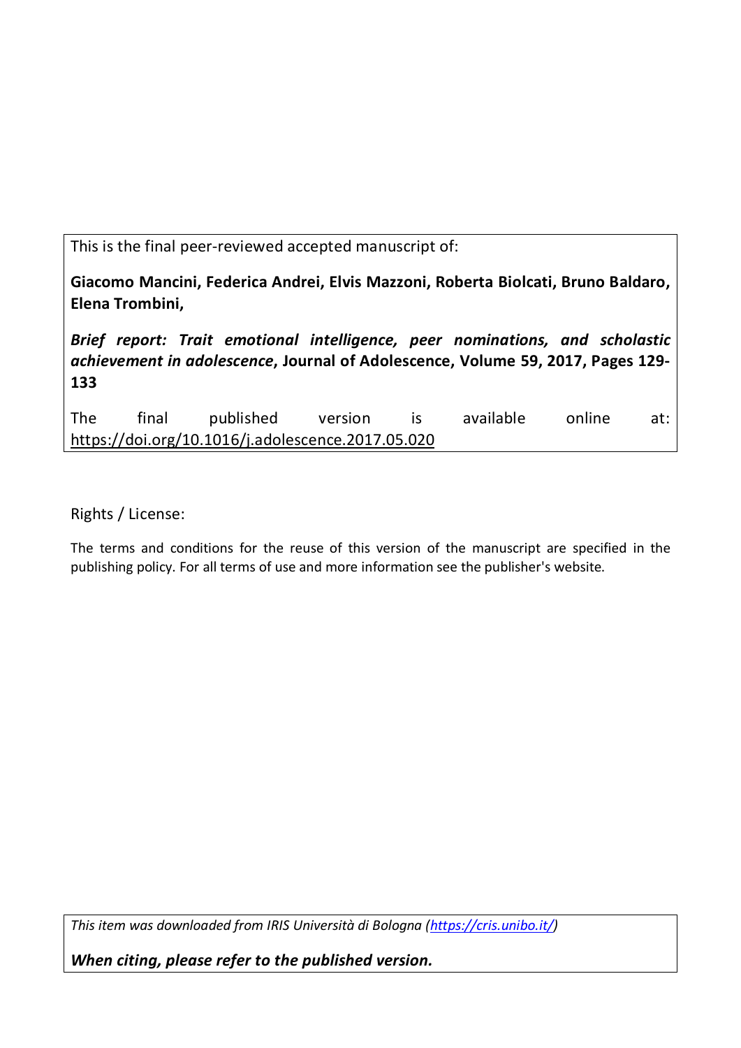This is the final peer-reviewed accepted manuscript of:

**Giacomo Mancini, Federica Andrei, Elvis Mazzoni, Roberta Biolcati, Bruno Baldaro, Elena Trombini,**

***Brief report: Trait emotional intelligence, peer nominations, and scholastic achievement in adolescence*, Journal of Adolescence, Volume 59, 2017, Pages 129-133**

The final published version is available online at: https://doi.org/10.1016/j.adolescence.2017.05.020

Rights / License:

The terms and conditions for the reuse of this version of the manuscript are specified in the publishing policy. For all terms of use and more information see the publisher's website.

*This item was downloaded from IRIS Università di Bologna (https://cris.unibo.it/)*

***When citing, please refer to the published version.***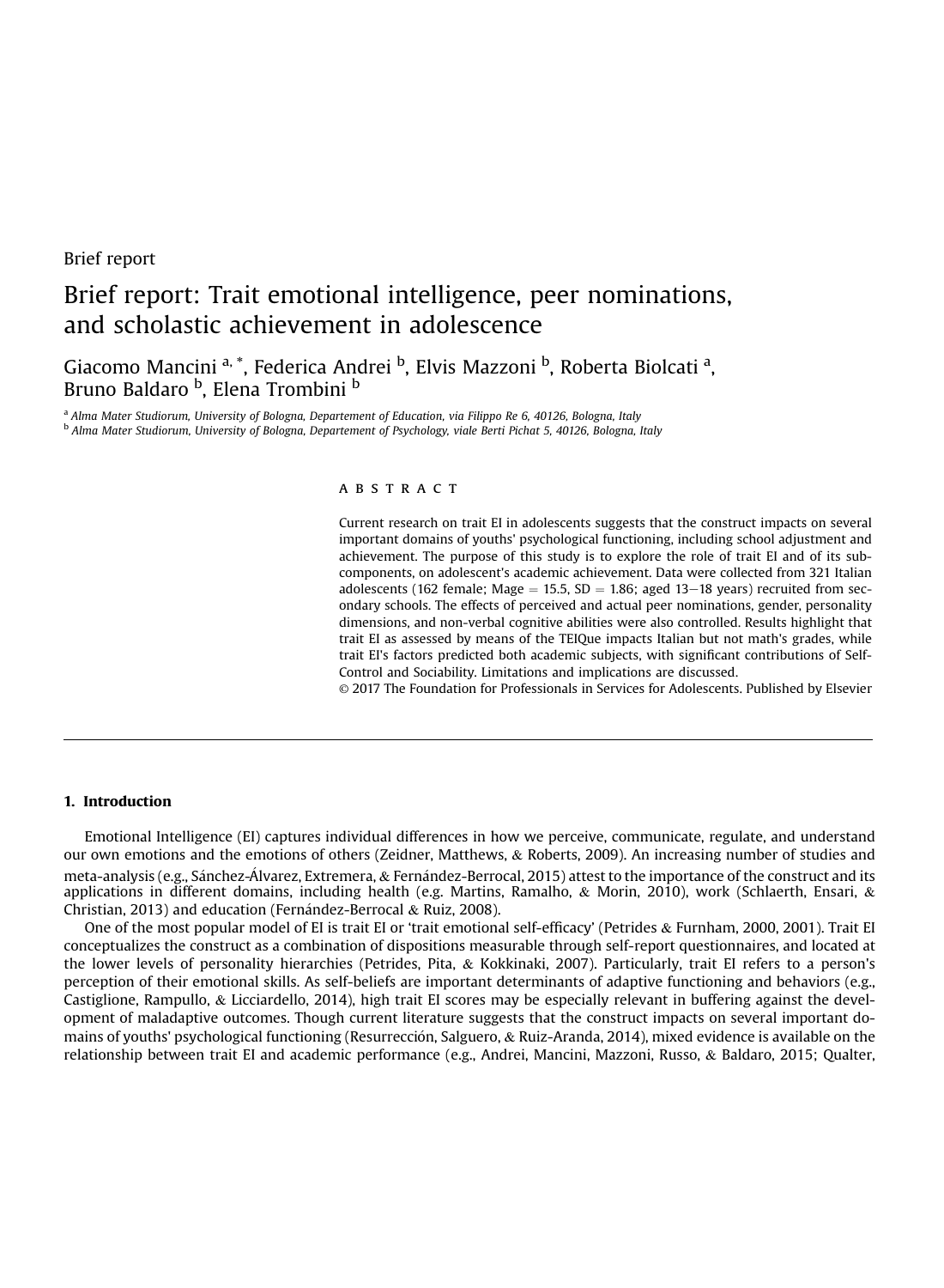Brief report

# Brief report: Trait emotional intelligence, peer nominations, and scholastic achievement in adolescence

Giacomo Mancini [a, *], Federica Andrei [b], Elvis Mazzoni [b], Roberta Biolcati [a], Bruno Baldaro [b], Elena Trombini [b]

[a] *Alma Mater Studiorum, University of Bologna, Departement of Education, via Filippo Re 6, 40126, Bologna, Italy*
[b] *Alma Mater Studiorum, University of Bologna, Departement of Psychology, viale Berti Pichat 5, 40126, Bologna, Italy*

## ABSTRACT

Current research on trait EI in adolescents suggests that the construct impacts on several important domains of youths' psychological functioning, including school adjustment and achievement. The purpose of this study is to explore the role of trait EI and of its subcomponents, on adolescent's academic achievement. Data were collected from 321 Italian adolescents (162 female; Mage = 15.5, SD = 1.86; aged 13–18 years) recruited from secondary schools. The effects of perceived and actual peer nominations, gender, personality dimensions, and non-verbal cognitive abilities were also controlled. Results highlight that trait EI as assessed by means of the TEIQue impacts Italian but not math's grades, while trait EI's factors predicted both academic subjects, with significant contributions of Self-Control and Sociability. Limitations and implications are discussed.

© 2017 The Foundation for Professionals in Services for Adolescents. Published by Elsevier

## 1. Introduction

Emotional Intelligence (EI) captures individual differences in how we perceive, communicate, regulate, and understand our own emotions and the emotions of others (Zeidner, Matthews, & Roberts, 2009). An increasing number of studies and meta-analysis (e.g., Sánchez-Álvarez, Extremera, & Fernández-Berrocal, 2015) attest to the importance of the construct and its applications in different domains, including health (e.g. Martins, Ramalho, & Morin, 2010), work (Schlaerth, Ensari, & Christian, 2013) and education (Fernández-Berrocal & Ruiz, 2008).

One of the most popular model of EI is trait EI or 'trait emotional self-efficacy' (Petrides & Furnham, 2000, 2001). Trait EI conceptualizes the construct as a combination of dispositions measurable through self-report questionnaires, and located at the lower levels of personality hierarchies (Petrides, Pita, & Kokkinaki, 2007). Particularly, trait EI refers to a person's perception of their emotional skills. As self-beliefs are important determinants of adaptive functioning and behaviors (e.g., Castiglione, Rampullo, & Licciardello, 2014), high trait EI scores may be especially relevant in buffering against the development of maladaptive outcomes. Though current literature suggests that the construct impacts on several important domains of youths' psychological functioning (Resurrección, Salguero, & Ruiz-Aranda, 2014), mixed evidence is available on the relationship between trait EI and academic performance (e.g., Andrei, Mancini, Mazzoni, Russo, & Baldaro, 2015; Qualter,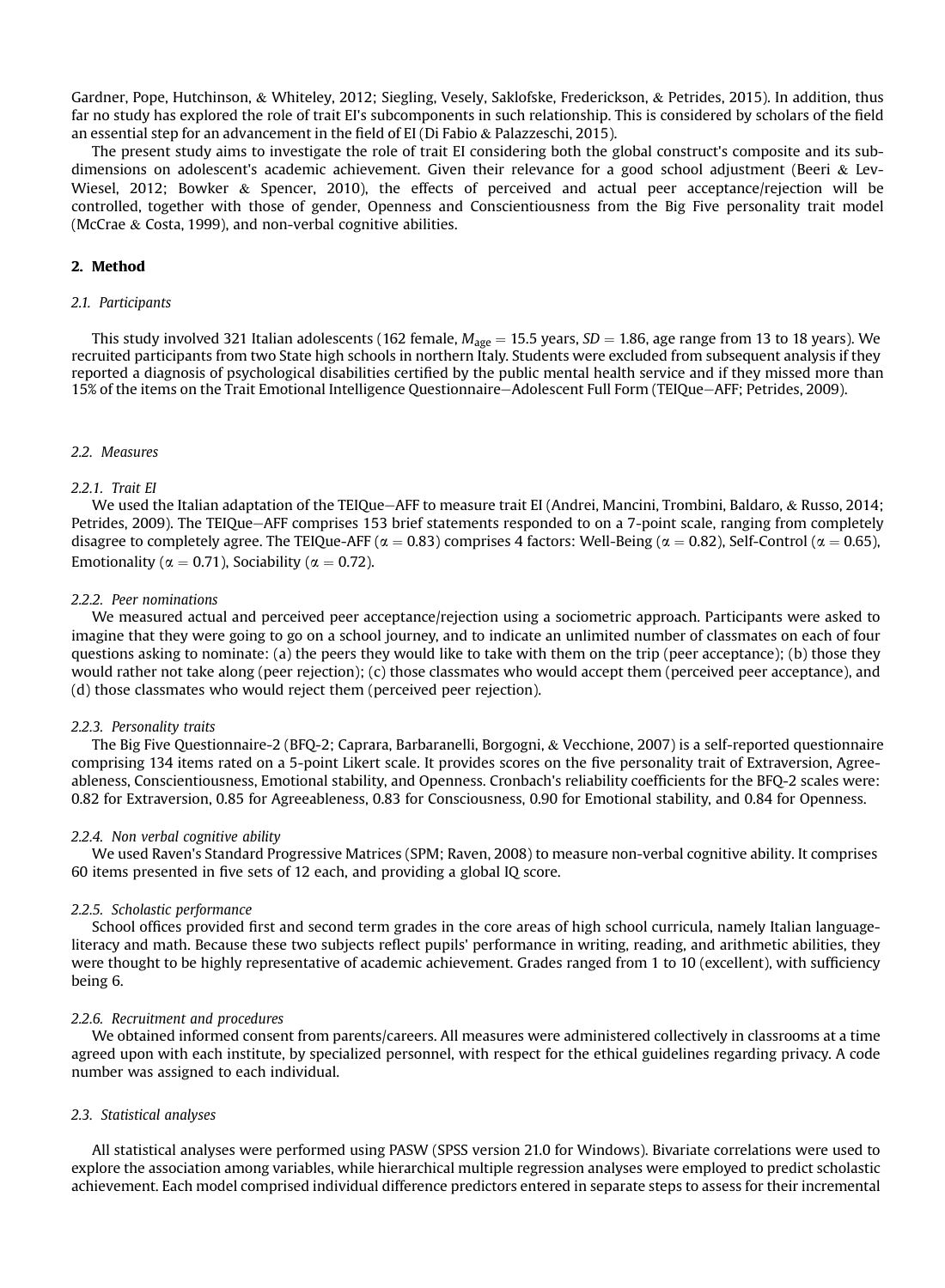Gardner, Pope, Hutchinson, & Whiteley, 2012; Siegling, Vesely, Saklofske, Frederickson, & Petrides, 2015). In addition, thus far no study has explored the role of trait EI's subcomponents in such relationship. This is considered by scholars of the field an essential step for an advancement in the field of EI (Di Fabio & Palazzeschi, 2015).

The present study aims to investigate the role of trait EI considering both the global construct's composite and its subdimensions on adolescent's academic achievement. Given their relevance for a good school adjustment (Beeri & Lev-Wiesel, 2012; Bowker & Spencer, 2010), the effects of perceived and actual peer acceptance/rejection will be controlled, together with those of gender, Openness and Conscientiousness from the Big Five personality trait model (McCrae & Costa, 1999), and non-verbal cognitive abilities.

## 2. Method

### 2.1. Participants

This study involved 321 Italian adolescents (162 female, $M_{age} = 15.5$ years, $SD = 1.86$, age range from 13 to 18 years). We recruited participants from two State high schools in northern Italy. Students were excluded from subsequent analysis if they reported a diagnosis of psychological disabilities certified by the public mental health service and if they missed more than 15% of the items on the Trait Emotional Intelligence Questionnaire—Adolescent Full Form (TEIQue—AFF; Petrides, 2009).

### 2.2. Measures

#### 2.2.1. Trait EI

We used the Italian adaptation of the TEIQue—AFF to measure trait EI (Andrei, Mancini, Trombini, Baldaro, & Russo, 2014; Petrides, 2009). The TEIQue—AFF comprises 153 brief statements responded to on a 7-point scale, ranging from completely disagree to completely agree. The TEIQue-AFF ($\alpha = 0.83$) comprises 4 factors: Well-Being ($\alpha = 0.82$), Self-Control ($\alpha = 0.65$), Emotionality ($\alpha = 0.71$), Sociability ($\alpha = 0.72$).

#### 2.2.2. Peer nominations

We measured actual and perceived peer acceptance/rejection using a sociometric approach. Participants were asked to imagine that they were going to go on a school journey, and to indicate an unlimited number of classmates on each of four questions asking to nominate: (a) the peers they would like to take with them on the trip (peer acceptance); (b) those they would rather not take along (peer rejection); (c) those classmates who would accept them (perceived peer acceptance), and (d) those classmates who would reject them (perceived peer rejection).

#### 2.2.3. Personality traits

The Big Five Questionnaire-2 (BFQ-2; Caprara, Barbaranelli, Borgogni, & Vecchione, 2007) is a self-reported questionnaire comprising 134 items rated on a 5-point Likert scale. It provides scores on the five personality trait of Extraversion, Agreeableness, Conscientiousness, Emotional stability, and Openness. Cronbach's reliability coefficients for the BFQ-2 scales were: 0.82 for Extraversion, 0.85 for Agreeableness, 0.83 for Consciousness, 0.90 for Emotional stability, and 0.84 for Openness.

#### 2.2.4. Non verbal cognitive ability

We used Raven's Standard Progressive Matrices (SPM; Raven, 2008) to measure non-verbal cognitive ability. It comprises 60 items presented in five sets of 12 each, and providing a global IQ score.

#### 2.2.5. Scholastic performance

School offices provided first and second term grades in the core areas of high school curricula, namely Italian language-literacy and math. Because these two subjects reflect pupils' performance in writing, reading, and arithmetic abilities, they were thought to be highly representative of academic achievement. Grades ranged from 1 to 10 (excellent), with sufficiency being 6.

#### 2.2.6. Recruitment and procedures

We obtained informed consent from parents/careers. All measures were administered collectively in classrooms at a time agreed upon with each institute, by specialized personnel, with respect for the ethical guidelines regarding privacy. A code number was assigned to each individual.

### 2.3. Statistical analyses

All statistical analyses were performed using PASW (SPSS version 21.0 for Windows). Bivariate correlations were used to explore the association among variables, while hierarchical multiple regression analyses were employed to predict scholastic achievement. Each model comprised individual difference predictors entered in separate steps to assess for their incremental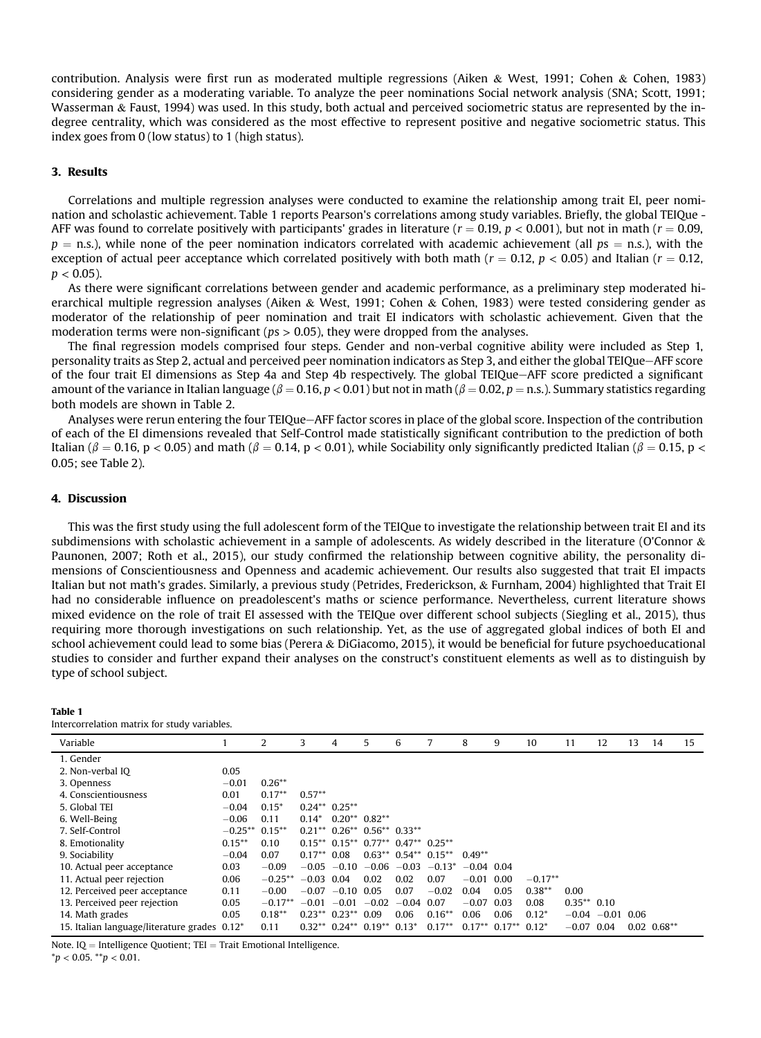contribution. Analysis were first run as moderated multiple regressions (Aiken & West, 1991; Cohen & Cohen, 1983) considering gender as a moderating variable. To analyze the peer nominations Social network analysis (SNA; Scott, 1991; Wasserman & Faust, 1994) was used. In this study, both actual and perceived sociometric status are represented by the in-degree centrality, which was considered as the most effective to represent positive and negative sociometric status. This index goes from 0 (low status) to 1 (high status).

## 3. Results

Correlations and multiple regression analyses were conducted to examine the relationship among trait EI, peer nomination and scholastic achievement. Table 1 reports Pearson's correlations among study variables. Briefly, the global TEIQue - AFF was found to correlate positively with participants' grades in literature ($r = 0.19$, $p < 0.001$), but not in math ($r = 0.09$, $p =$ n.s.), while none of the peer nomination indicators correlated with academic achievement (all $ps =$ n.s.), with the exception of actual peer acceptance which correlated positively with both math ($r = 0.12$, $p < 0.05$) and Italian ($r = 0.12$, $p < 0.05$).

As there were significant correlations between gender and academic performance, as a preliminary step moderated hierarchical multiple regression analyses (Aiken & West, 1991; Cohen & Cohen, 1983) were tested considering gender as moderator of the relationship of peer nomination and trait EI indicators with scholastic achievement. Given that the moderation terms were non-significant ($ps > 0.05$), they were dropped from the analyses.

The final regression models comprised four steps. Gender and non-verbal cognitive ability were included as Step 1, personality traits as Step 2, actual and perceived peer nomination indicators as Step 3, and either the global TEIQue–AFF score of the four trait EI dimensions as Step 4a and Step 4b respectively. The global TEIQue–AFF score predicted a significant amount of the variance in Italian language ($\beta = 0.16$, $p < 0.01$) but not in math ($\beta = 0.02$, $p =$ n.s.). Summary statistics regarding both models are shown in Table 2.

Analyses were rerun entering the four TEIQue–AFF factor scores in place of the global score. Inspection of the contribution of each of the EI dimensions revealed that Self-Control made statistically significant contribution to the prediction of both Italian ($\beta = 0.16$, $p < 0.05$) and math ($\beta = 0.14$, $p < 0.01$), while Sociability only significantly predicted Italian ($\beta = 0.15$, $p < 0.05$; see Table 2).

## 4. Discussion

This was the first study using the full adolescent form of the TEIQue to investigate the relationship between trait EI and its subdimensions with scholastic achievement in a sample of adolescents. As widely described in the literature (O'Connor & Paunonen, 2007; Roth et al., 2015), our study confirmed the relationship between cognitive ability, the personality dimensions of Conscientiousness and Openness and academic achievement. Our results also suggested that trait EI impacts Italian but not math's grades. Similarly, a previous study (Petrides, Frederickson, & Furnham, 2004) highlighted that Trait EI had no considerable influence on preadolescent's maths or science performance. Nevertheless, current literature shows mixed evidence on the role of trait EI assessed with the TEIQue over different school subjects (Siegling et al., 2015), thus requiring more thorough investigations on such relationship. Yet, as the use of aggregated global indices of both EI and school achievement could lead to some bias (Perera & DiGiacomo, 2015), it would be beneficial for future psychoeducational studies to consider and further expand their analyses on the construct's constituent elements as well as to distinguish by type of school subject.

**Table 1**
Intercorrelation matrix for study variables.

| Variable | 1 | 2 | 3 | 4 | 5 | 6 | 7 | 8 | 9 | 10 | 11 | 12 | 13 | 14 | 15 |
|---|---|---|---|---|---|---|---|---|---|---|---|---|---|---|---|
| 1. Gender | | | | | | | | | | | | | | | |
| 2. Non-verbal IQ | 0.05 | | | | | | | | | | | | | | |
| 3. Openness | −0.01 | 0.26** | | | | | | | | | | | | | |
| 4. Conscientiousness | 0.01 | 0.17** | 0.57** | | | | | | | | | | | | |
| 5. Global TEI | −0.04 | 0.15* | 0.24** | 0.25** | | | | | | | | | | | |
| 6. Well-Being | −0.06 | 0.11 | 0.14* | 0.20** | 0.82** | | | | | | | | | | |
| 7. Self-Control | −0.25** | 0.15** | 0.21** | 0.26** | 0.56** | 0.33** | | | | | | | | | |
| 8. Emotionality | 0.15** | 0.10 | 0.15** | 0.15** | 0.77** | 0.47** | 0.25** | | | | | | | | |
| 9. Sociability | −0.04 | 0.07 | 0.17** | 0.08 | 0.63** | 0.54** | 0.15** | 0.49** | | | | | | | |
| 10. Actual peer acceptance | 0.03 | −0.09 | −0.05 | −0.10 | −0.06 | −0.03 | −0.13* | −0.04 | 0.04 | | | | | | |
| 11. Actual peer rejection | 0.06 | −0.25** | −0.03 | 0.04 | 0.02 | 0.02 | 0.07 | −0.01 | 0.00 | −0.17** | | | | | |
| 12. Perceived peer acceptance | 0.11 | −0.00 | −0.07 | −0.10 | 0.05 | 0.07 | −0.02 | 0.04 | 0.05 | 0.38** | 0.00 | | | | |
| 13. Perceived peer rejection | 0.05 | −0.17** | −0.01 | −0.01 | −0.02 | −0.04 | 0.07 | −0.07 | 0.03 | 0.08 | 0.35** | 0.10 | | | |
| 14. Math grades | 0.05 | 0.18** | 0.23** | 0.23** | 0.09 | 0.06 | 0.16** | 0.06 | 0.06 | 0.12* | −0.04 | −0.01 | 0.06 | | |
| 15. Italian language/literature grades | 0.12* | 0.11 | 0.32** | 0.24** | 0.19** | 0.13* | 0.17** | 0.17** | 0.17** | 0.12* | −0.07 | 0.04 | 0.02 | 0.68** | |

Note. IQ = Intelligence Quotient; TEI = Trait Emotional Intelligence.
*$p < 0.05$. **$p < 0.01$.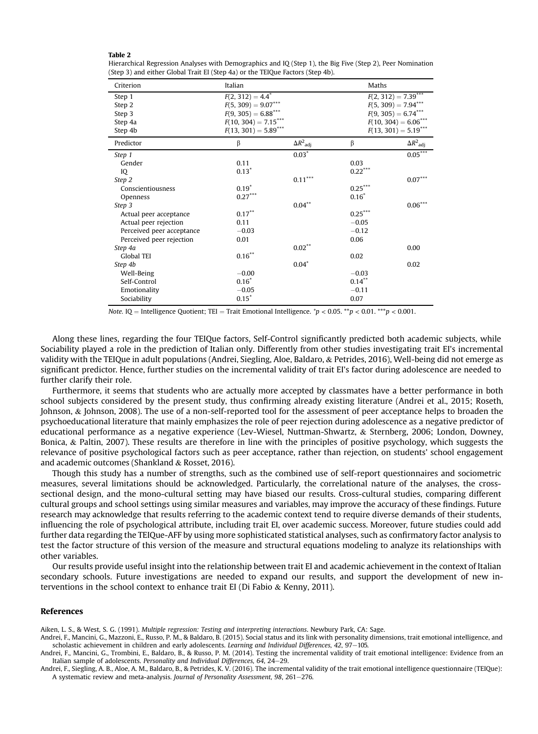**Table 2**
Hierarchical Regression Analyses with Demographics and IQ (Step 1), the Big Five (Step 2), Peer Nomination (Step 3) and either Global Trait EI (Step 4a) or the TEIQue Factors (Step 4b).

| Criterion | Italian | | Maths | |
|---|---|---|---|---|
| Step 1 | $F(2, 312) = 4.4^{*}$ | | $F(2, 312) = 7.39^{***}$ | |
| Step 2 | $F(5, 309) = 9.07^{***}$ | | $F(5, 309) = 7.94^{***}$ | |
| Step 3 | $F(9, 305) = 6.88^{***}$ | | $F(9, 305) = 6.74^{***}$ | |
| Step 4a | $F(10, 304) = 7.15^{***}$ | | $F(10, 304) = 6.06^{***}$ | |
| Step 4b | $F(13, 301) = 5.89^{***}$ | | $F(13, 301) = 5.19^{***}$ | |
| **Predictor** | **β** | **$\Delta R^2_{adj}$** | **β** | **$\Delta R^2_{adj}$** |
| *Step 1* | | $0.03^{*}$ | | $0.05^{***}$ |
| Gender | 0.11 | | 0.03 | |
| IQ | $0.13^{*}$ | | $0.22^{***}$ | |
| *Step 2* | | $0.11^{***}$ | | $0.07^{***}$ |
| Conscientiousness | $0.19^{*}$ | | $0.25^{***}$ | |
| Openness | $0.27^{***}$ | | $0.16^{*}$ | |
| *Step 3* | | $0.04^{**}$ | | $0.06^{***}$ |
| Actual peer acceptance | $0.17^{**}$ | | $0.25^{***}$ | |
| Actual peer rejection | 0.11 | | −0.05 | |
| Perceived peer acceptance | −0.03 | | −0.12 | |
| Perceived peer rejection | 0.01 | | 0.06 | |
| *Step 4a* | | $0.02^{**}$ | | 0.00 |
| Global TEI | $0.16^{**}$ | | 0.02 | |
| *Step 4b* | | $0.04^{*}$ | | 0.02 |
| Well-Being | −0.00 | | −0.03 | |
| Self-Control | $0.16^{*}$ | | $0.14^{**}$ | |
| Emotionality | −0.05 | | −0.11 | |
| Sociability | $0.15^{*}$ | | 0.07 | |

*Note.* IQ = Intelligence Quotient; TEI = Trait Emotional Intelligence. $^{*}p < 0.05$. $^{**}p < 0.01$. $^{***}p < 0.001$.

Along these lines, regarding the four TEIQue factors, Self-Control significantly predicted both academic subjects, while Sociability played a role in the prediction of Italian only. Differently from other studies investigating trait EI's incremental validity with the TEIQue in adult populations (Andrei, Siegling, Aloe, Baldaro, & Petrides, 2016), Well-being did not emerge as significant predictor. Hence, further studies on the incremental validity of trait EI's factor during adolescence are needed to further clarify their role.

Furthermore, it seems that students who are actually more accepted by classmates have a better performance in both school subjects considered by the present study, thus confirming already existing literature (Andrei et al., 2015; Roseth, Johnson, & Johnson, 2008). The use of a non-self-reported tool for the assessment of peer acceptance helps to broaden the psychoeducational literature that mainly emphasizes the role of peer rejection during adolescence as a negative predictor of educational performance as a negative experience (Lev-Wiesel, Nuttman-Shwartz, & Sternberg, 2006; London, Downey, Bonica, & Paltin, 2007). These results are therefore in line with the principles of positive psychology, which suggests the relevance of positive psychological factors such as peer acceptance, rather than rejection, on students' school engagement and academic outcomes (Shankland & Rosset, 2016).

Though this study has a number of strengths, such as the combined use of self-report questionnaires and sociometric measures, several limitations should be acknowledged. Particularly, the correlational nature of the analyses, the cross-sectional design, and the mono-cultural setting may have biased our results. Cross-cultural studies, comparing different cultural groups and school settings using similar measures and variables, may improve the accuracy of these findings. Future research may acknowledge that results referring to the academic context tend to require diverse demands of their students, influencing the role of psychological attribute, including trait EI, over academic success. Moreover, future studies could add further data regarding the TEIQue-AFF by using more sophisticated statistical analyses, such as confirmatory factor analysis to test the factor structure of this version of the measure and structural equations modeling to analyze its relationships with other variables.

Our results provide useful insight into the relationship between trait EI and academic achievement in the context of Italian secondary schools. Future investigations are needed to expand our results, and support the development of new interventions in the school context to enhance trait EI (Di Fabio & Kenny, 2011).

## References

Aiken, L. S., & West, S. G. (1991). *Multiple regression: Testing and interpreting interactions*. Newbury Park, CA: Sage.

Andrei, F., Mancini, G., Mazzoni, E., Russo, P. M., & Baldaro, B. (2015). Social status and its link with personality dimensions, trait emotional intelligence, and scholastic achievement in children and early adolescents. *Learning and Individual Differences, 42*, 97–105.

Andrei, F., Mancini, G., Trombini, E., Baldaro, B., & Russo, P. M. (2014). Testing the incremental validity of trait emotional intelligence: Evidence from an Italian sample of adolescents. *Personality and Individual Differences, 64*, 24–29.

Andrei, F., Siegling, A. B., Aloe, A. M., Baldaro, B., & Petrides, K. V. (2016). The incremental validity of the trait emotional intelligence questionnaire (TEIQue): A systematic review and meta-analysis. *Journal of Personality Assessment, 98*, 261–276.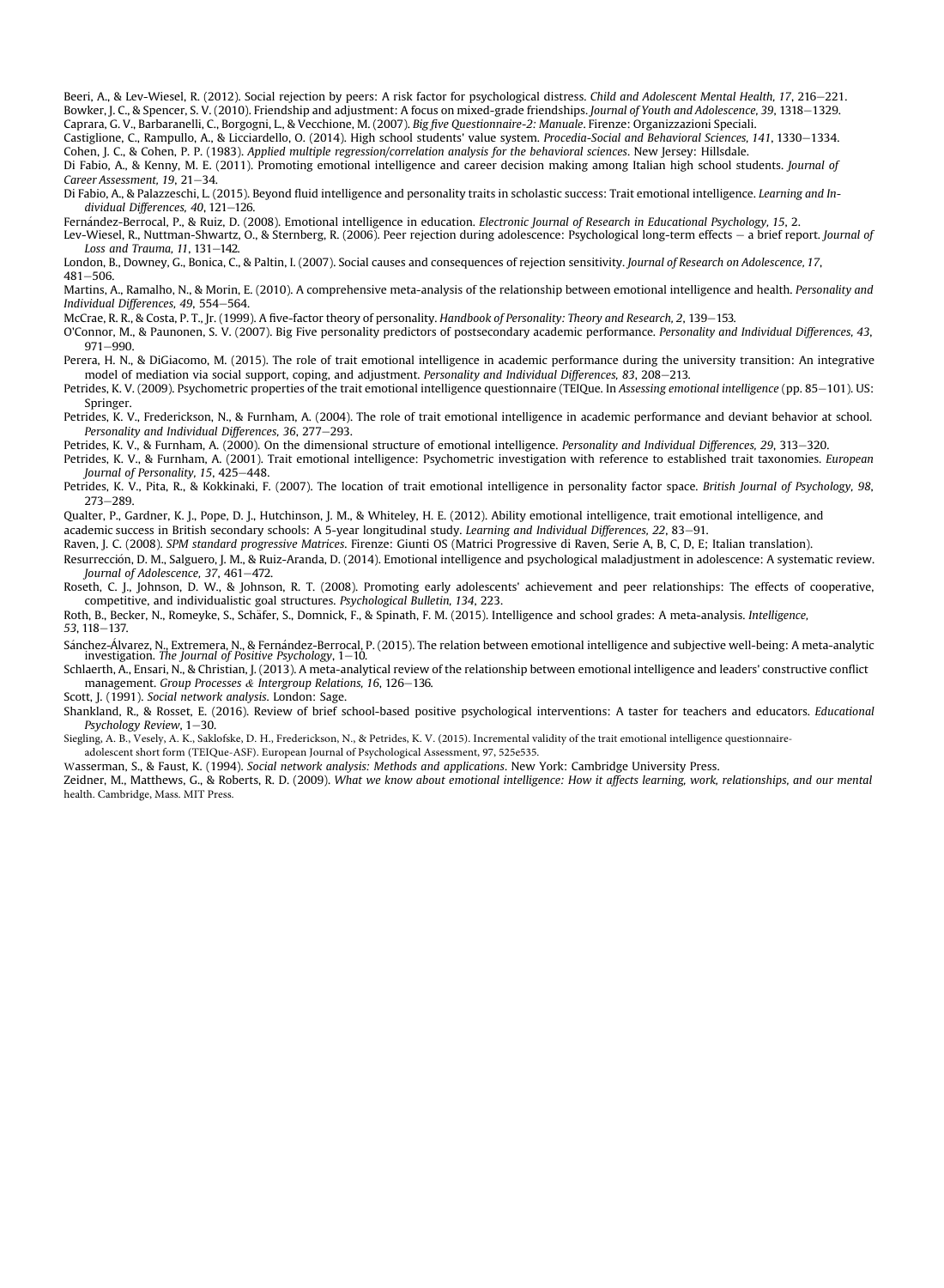Beeri, A., & Lev-Wiesel, R. (2012). Social rejection by peers: A risk factor for psychological distress. *Child and Adolescent Mental Health, 17*, 216–221.

Bowker, J. C., & Spencer, S. V. (2010). Friendship and adjustment: A focus on mixed-grade friendships. *Journal of Youth and Adolescence, 39*, 1318–1329.

Caprara, G. V., Barbaranelli, C., Borgogni, L., & Vecchione, M. (2007). *Big five Questionnaire-2: Manuale*. Firenze: Organizzazioni Speciali.

Castiglione, C., Rampullo, A., & Licciardello, O. (2014). High school students' value system. *Procedia-Social and Behavioral Sciences, 141*, 1330–1334.

Cohen, J. C., & Cohen, P. P. (1983). *Applied multiple regression/correlation analysis for the behavioral sciences*. New Jersey: Hillsdale.

Di Fabio, A., & Kenny, M. E. (2011). Promoting emotional intelligence and career decision making among Italian high school students. *Journal of Career Assessment, 19*, 21–34.

Di Fabio, A., & Palazzeschi, L. (2015). Beyond fluid intelligence and personality traits in scholastic success: Trait emotional intelligence. *Learning and Individual Differences, 40*, 121–126.

Fernández-Berrocal, P., & Ruiz, D. (2008). Emotional intelligence in education. *Electronic Journal of Research in Educational Psychology, 15*, 2.

Lev-Wiesel, R., Nuttman-Shwartz, O., & Sternberg, R. (2006). Peer rejection during adolescence: Psychological long-term effects – a brief report. *Journal of Loss and Trauma, 11*, 131–142.

London, B., Downey, G., Bonica, C., & Paltin, I. (2007). Social causes and consequences of rejection sensitivity. *Journal of Research on Adolescence, 17*, 481–506.

Martins, A., Ramalho, N., & Morin, E. (2010). A comprehensive meta-analysis of the relationship between emotional intelligence and health. *Personality and Individual Differences, 49*, 554–564.

McCrae, R. R., & Costa, P. T., Jr. (1999). A five-factor theory of personality. *Handbook of Personality: Theory and Research, 2*, 139–153.

O'Connor, M., & Paunonen, S. V. (2007). Big Five personality predictors of postsecondary academic performance. *Personality and Individual Differences, 43*, 971–990.

Perera, H. N., & DiGiacomo, M. (2015). The role of trait emotional intelligence in academic performance during the university transition: An integrative model of mediation via social support, coping, and adjustment. *Personality and Individual Differences, 83*, 208–213.

Petrides, K. V. (2009). Psychometric properties of the trait emotional intelligence questionnaire (TEIQue. In *Assessing emotional intelligence* (pp. 85–101). US: Springer.

Petrides, K. V., Frederickson, N., & Furnham, A. (2004). The role of trait emotional intelligence in academic performance and deviant behavior at school. *Personality and Individual Differences, 36*, 277–293.

Petrides, K. V., & Furnham, A. (2000). On the dimensional structure of emotional intelligence. *Personality and Individual Differences, 29*, 313–320.

Petrides, K. V., & Furnham, A. (2001). Trait emotional intelligence: Psychometric investigation with reference to established trait taxonomies. *European Journal of Personality, 15*, 425–448.

Petrides, K. V., Pita, R., & Kokkinaki, F. (2007). The location of trait emotional intelligence in personality factor space. *British Journal of Psychology, 98*, 273–289.

Qualter, P., Gardner, K. J., Pope, D. J., Hutchinson, J. M., & Whiteley, H. E. (2012). Ability emotional intelligence, trait emotional intelligence, and academic success in British secondary schools: A 5-year longitudinal study. *Learning and Individual Differences, 22*, 83–91.

Raven, J. C. (2008). *SPM standard progressive Matrices*. Firenze: Giunti OS (Matrici Progressive di Raven, Serie A, B, C, D, E; Italian translation).

Resurrección, D. M., Salguero, J. M., & Ruiz-Aranda, D. (2014). Emotional intelligence and psychological maladjustment in adolescence: A systematic review. *Journal of Adolescence, 37*, 461–472.

Roseth, C. J., Johnson, D. W., & Johnson, R. T. (2008). Promoting early adolescents' achievement and peer relationships: The effects of cooperative, competitive, and individualistic goal structures. *Psychological Bulletin, 134*, 223.

Roth, B., Becker, N., Romeyke, S., Schäfer, S., Domnick, F., & Spinath, F. M. (2015). Intelligence and school grades: A meta-analysis. *Intelligence, 53*, 118–137.

Sánchez-Álvarez, N., Extremera, N., & Fernández-Berrocal, P. (2015). The relation between emotional intelligence and subjective well-being: A meta-analytic investigation. *The Journal of Positive Psychology*, 1–10.

Schlaerth, A., Ensari, N., & Christian, J. (2013). A meta-analytical review of the relationship between emotional intelligence and leaders' constructive conflict management. *Group Processes & Intergroup Relations, 16*, 126–136.

Scott, J. (1991). *Social network analysis*. London: Sage.

Shankland, R., & Rosset, E. (2016). Review of brief school-based positive psychological interventions: A taster for teachers and educators. *Educational Psychology Review*, 1–30.

Siegling, A. B., Vesely, A. K., Saklofske, D. H., Frederickson, N., & Petrides, K. V. (2015). Incremental validity of the trait emotional intelligence questionnaire-adolescent short form (TEIQue-ASF). European Journal of Psychological Assessment, 97, 525e535.

Wasserman, S., & Faust, K. (1994). *Social network analysis: Methods and applications*. New York: Cambridge University Press.

Zeidner, M., Matthews, G., & Roberts, R. D. (2009). *What we know about emotional intelligence: How it affects learning, work, relationships, and our mental* health. Cambridge, Mass. MIT Press.